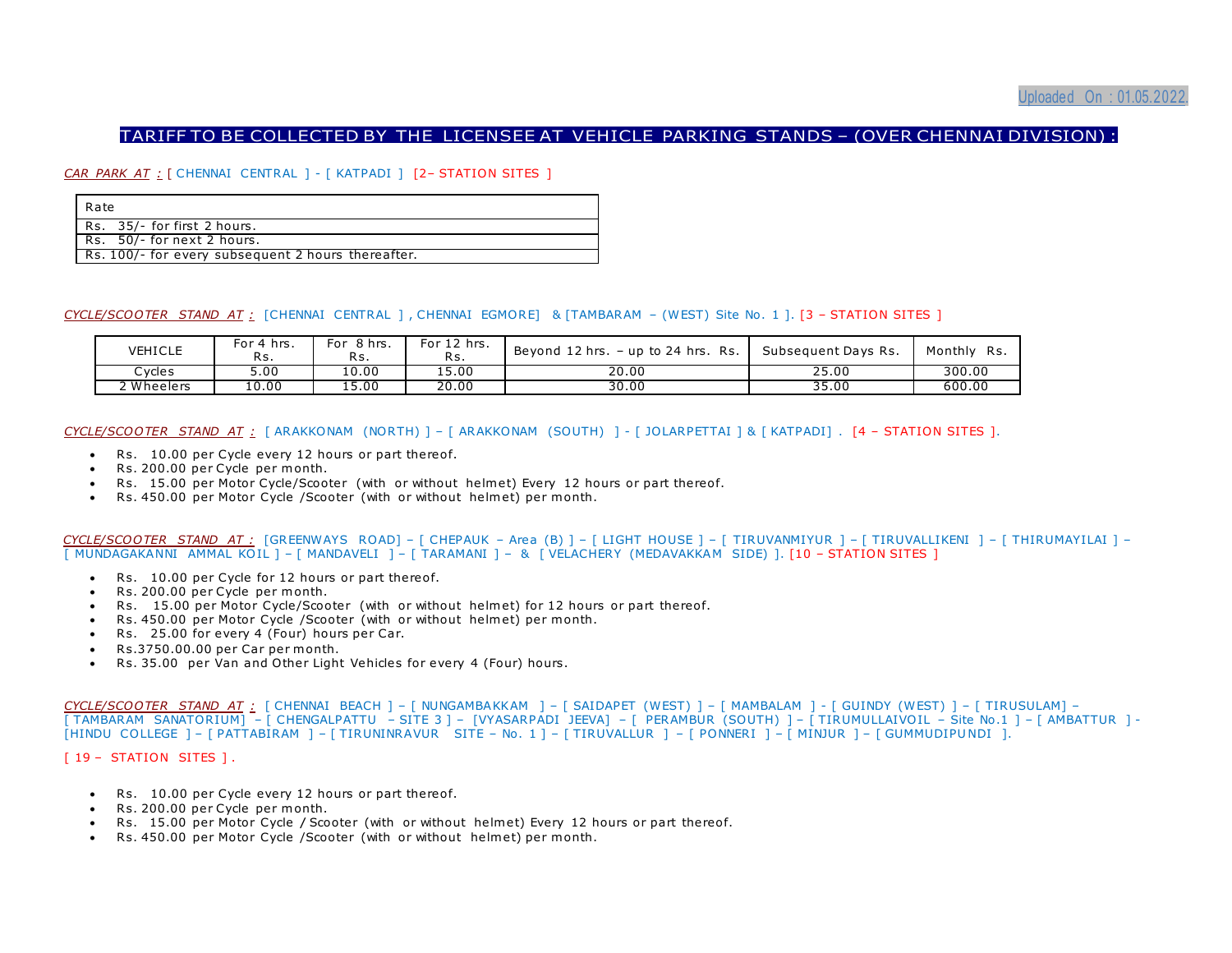Uploaded On : 01.05.2022.

# TARIFF TO BE COLLECTED BY THE LICENSEE AT VEHICLE PARKING STANDS – (OVER CHENNAI DIVISION) :

*CAR PARK AT :* [ CHENNAI CENTRAL ] - [ KATPADI ] [2– STATION SITES ]

| Rate |
|---|
| Rs. 35/- for first 2 hours. |
| Rs. 50/- for next 2 hours. |
| Rs. 100/- for every subsequent 2 hours thereafter. |

*CYCLE/SCOOTER STAND AT :* [CHENNAI CENTRAL ] , CHENNAI EGMORE] & [TAMBARAM – (WEST) Site No. 1 ]. [3 – STATION SITES ]

| VEHICLE | For 4 hrs. Rs. | For 8 hrs. Rs. | For 12 hrs. Rs. | Beyond 12 hrs. – up to 24 hrs. Rs. | Subsequent Days Rs. | Monthly Rs. |
|---|---|---|---|---|---|---|
| Cycles | 5.00 | 10.00 | 15.00 | 20.00 | 25.00 | 300.00 |
| 2 Wheelers | 10.00 | 15.00 | 20.00 | 30.00 | 35.00 | 600.00 |

*CYCLE/SCOOTER STAND AT :* [ ARAKKONAM (NORTH) ] – [ ARAKKONAM (SOUTH) ] - [ JOLARPETTAI ] & [ KATPADI] . [4 – STATION SITES ].

- Rs. 10.00 per Cycle every 12 hours or part thereof.
- Rs. 200.00 per Cycle per month.
- Rs. 15.00 per Motor Cycle/Scooter (with or without helmet) Every 12 hours or part thereof.
- Rs. 450.00 per Motor Cycle /Scooter (with or without helmet) per month.

*CYCLE/SCOOTER STAND AT :* [GREENWAYS ROAD] – [ CHEPAUK – Area (B) ] – [ LIGHT HOUSE ] – [ TIRUVANMIYUR ] – [ TIRUVALLIKENI ] – [ THIRUMAYILAI ] – [ MUNDAGAKANNI AMMAL KOIL ] – [ MANDAVELI ] – [ TARAMANI ] – & [ VELACHERY (MEDAVAKKAM SIDE) ]. [10 – STATION SITES ]

- Rs. 10.00 per Cycle for 12 hours or part thereof.
- Rs. 200.00 per Cycle per month.
- Rs. 15.00 per Motor Cycle/Scooter (with or without helmet) for 12 hours or part thereof.
- Rs. 450.00 per Motor Cycle /Scooter (with or without helmet) per month.
- Rs. 25.00 for every 4 (Four) hours per Car.
- Rs.3750.00.00 per Car per month.
- Rs. 35.00 per Van and Other Light Vehicles for every 4 (Four) hours.

*CYCLE/SCOOTER STAND AT :* [ CHENNAI BEACH ] – [ NUNGAMBAKKAM ] – [ SAIDAPET (WEST) ] – [ MAMBALAM ] - [ GUINDY (WEST) ] – [ TIRUSULAM] – [ TAMBARAM SANATORIUM] – [ CHENGALPATTU – SITE 3 ] – [VYASARPADI JEEVA] – [ PERAMBUR (SOUTH) ] – [ TIRUMULLAIVOIL – Site No.1 ] – [ AMBATTUR ] - [HINDU COLLEGE ] – [ PATTABIRAM ] – [ TIRUNINRAVUR SITE – No. 1 ] – [ TIRUVALLUR ] – [ PONNERI ] – [ MINJUR ] – [ GUMMUDIPUNDI ].

[ 19 – STATION SITES ] .

- Rs. 10.00 per Cycle every 12 hours or part thereof.
- Rs. 200.00 per Cycle per month.
- Rs. 15.00 per Motor Cycle / Scooter (with or without helmet) Every 12 hours or part thereof.
- Rs. 450.00 per Motor Cycle /Scooter (with or without helmet) per month.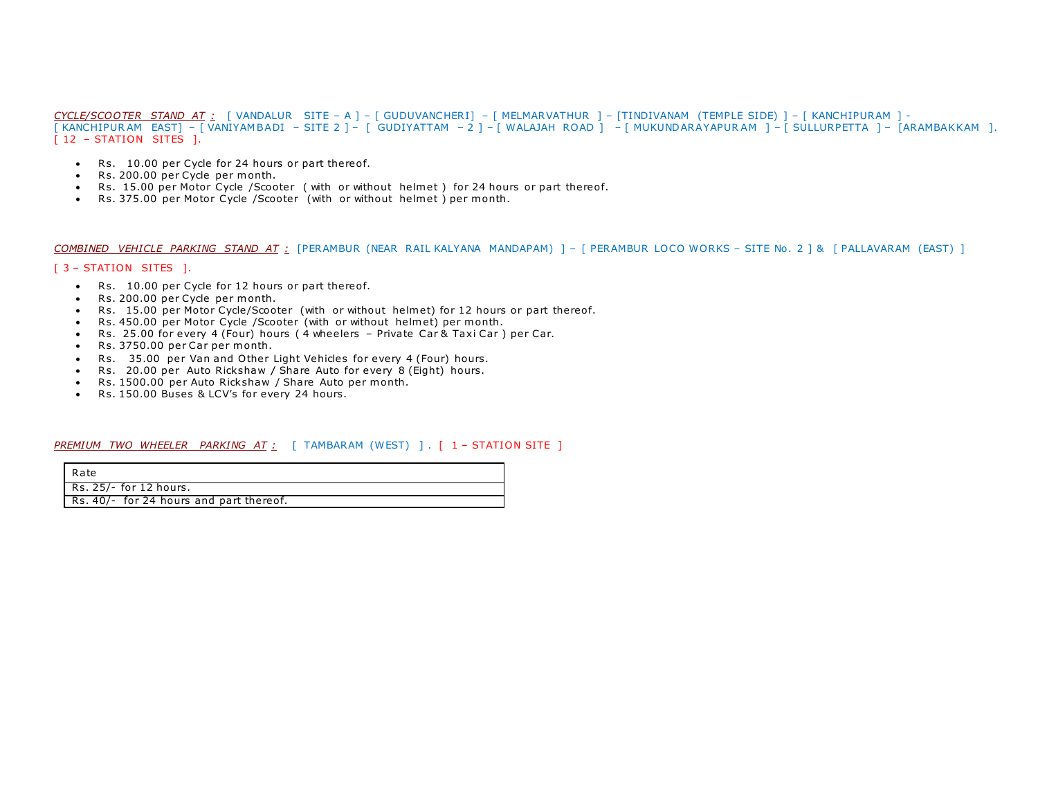*CYCLE/SCOOTER STAND AT :* [ VANDALUR SITE – A ] – [ GUDUVANCHERI] – [ MELMARVATHUR ] – [TINDIVANAM (TEMPLE SIDE) ] – [ KANCHIPURAM ] - [ KANCHIPURAM EAST] – [ VANIYAMBADI – SITE 2 ] – [ GUDIYATTAM – 2 ] – [ WALAJAH ROAD ] – [ MUKUNDARAYAPURAM ] – [ SULLURPETTA ] – [ARAMBAKKAM ]. [ 12 – STATION SITES ].

- Rs. 10.00 per Cycle for 24 hours or part thereof.
- Rs. 200.00 per Cycle per month.
- Rs. 15.00 per Motor Cycle /Scooter ( with or without helmet ) for 24 hours or part thereof.
- Rs. 375.00 per Motor Cycle /Scooter (with or without helmet ) per month.

*COMBINED VEHICLE PARKING STAND AT :* [PERAMBUR (NEAR RAIL KALYANA MANDAPAM) ] – [ PERAMBUR LOCO WORKS – SITE No. 2 ] & [ PALLAVARAM (EAST) ]

[ 3 – STATION SITES ].

- Rs. 10.00 per Cycle for 12 hours or part thereof.
- Rs. 200.00 per Cycle per month.
- Rs. 15.00 per Motor Cycle/Scooter (with or without helmet) for 12 hours or part thereof.
- Rs. 450.00 per Motor Cycle /Scooter (with or without helmet) per month.
- Rs. 25.00 for every 4 (Four) hours ( 4 wheelers – Private Car & Taxi Car ) per Car.
- Rs. 3750.00 per Car per month.
- Rs. 35.00 per Van and Other Light Vehicles for every 4 (Four) hours.
- Rs. 20.00 per Auto Rickshaw / Share Auto for every 8 (Eight) hours.
- Rs. 1500.00 per Auto Rickshaw / Share Auto per month.
- Rs. 150.00 Buses & LCV's for every 24 hours.

*PREMIUM TWO WHEELER PARKING AT :* [ TAMBARAM (WEST) ] . [ 1 – STATION SITE ]

| Rate |
|---|
| Rs. 25/- for 12 hours. |
| Rs. 40/- for 24 hours and part thereof. |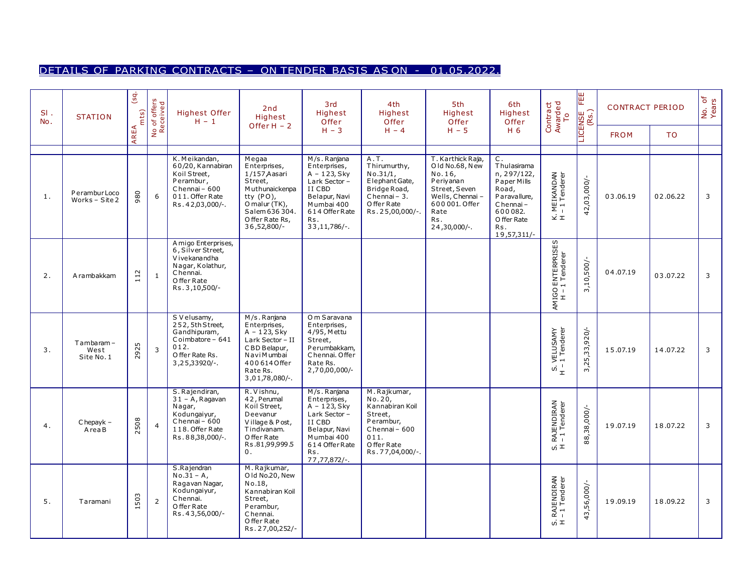# DETAILS OF PARKING CONTRACTS – ON TENDER BASIS AS ON - 01.05.2022.

| Sl. No. | STATION | AREA (sq. mts) | No of offers Received | Highest Offer H – 1 | 2nd Highest Offer H – 2 | 3rd Highest Offer H – 3 | 4th Highest Offer H – 4 | 5th Highest Offer H – 5 | 6th Highest Offer H 6 | Contract Awarded To | LICENSE FEE (Rs.) | CONTRACT PERIOD | | No. of Years |
|---|---|---|---|---|---|---|---|---|---|---|---|---|---|---|
| | | | | | | | | | | | | FROM | TO | |
| 1. | Perambur Loco Works – Site 2 | 980 | 6 | K. Meikandan, 60/20, Kannabiran Koil Street, Perambur, Chennai – 600 011. Offer Rate Rs.42,03,000/-. | Megaa Enterprises, 1/157,Aasari Street, Muthunaickenpatty (PO), Omalur (TK), Salem 636 304. Offer Rate Rs, 36,52,800/- | M/s. Ranjana Enterprises, A – 123, Sky Lark Sector – II CBD Belapur, Navi Mumbai 400 614 Offer Rate Rs. 33,11,786/-. | A.T. Thirumurthy, No.31/1, Elephant Gate, Bridge Road, Chennai – 3. Offer Rate Rs.25,00,000/-. | T. Karthick Raja, Old No.68, New No.16, Periyanan Street, Seven Wells, Chennai – 600 001. Offer Rate Rs. 24,30,000/-. | C. Thulasiraman, 297/122, Paper Mills Road, Paravallure, Chennai – 600 082. Offer Rate Rs. 19,57,311/- | K. MEIKANDAN H – 1 Tenderer | 42,03,000/- | 03.06.19 | 02.06.22 | 3 |
| 2. | Arambakkam | 112 | 1 | Amigo Enterprises, 6, Silver Street, Vivekanandha Nagar, Kolathur, Chennai. Offer Rate Rs.3,10,500/- | | | | | | AMIGO ENTERPRISES H – 1 Tenderer | 3,10,500/- | 04.07.19 | 03.07.22 | 3 |
| 3. | Tambaram – West Site No. 1 | 2925 | 3 | S Velusamy, 252, 5th Street, Gandhipuram, Coimbatore – 641 012. Offer Rate Rs. 3,25,33920/-. | M/s. Ranjana Enterprises, A – 123, Sky Lark Sector – II CBD Belapur, Navi Mumbai 400 614 Offer Rate Rs. 3,01,78,080/-. | Om Saravana Enterprises, 4/95, Mettu Street, Perumbakkam, Chennai. Offer Rate Rs. 2,70,00,000/- | | | | S. VELUSAMY H – 1 Tenderer | 3,25,33,920/- | 15.07.19 | 14.07.22 | 3 |
| 4. | Chepayk – Area B | 2508 | 4 | S. Rajendiran, 31 – A, Ragavan Nagar, Kodungaiyur, Chennai – 600 118. Offer Rate Rs.88,38,000/-. | R. Vishnu, 42, Perumal Koil Street, Deevanur Village & Post, Tindivanam. Offer Rate Rs.81,99,999.50. | M/s. Ranjana Enterprises, A – 123, Sky Lark Sector – II CBD Belapur, Navi Mumbai 400 614 Offer Rate Rs. 77,77,872/-. | M. Rajkumar, No. 20, Kannabiran Koil Street, Perambur, Chennai – 600 011. Offer Rate Rs.77,04,000/-. | | | S. RAJENDIRAN H – 1 Tenderer | 88,38,000/- | 19.07.19 | 18.07.22 | 3 |
| 5. | Taramani | 1503 | 2 | S.Rajendran No.31 – A, Ragavan Nagar, Kodungaiyur, Chennai. Offer Rate Rs.43,56,000/- | M. Rajkumar, Old No.20, New No.18, Kannabiran Koil Street, Perambur, Chennai. Offer Rate Rs.27,00,252/- | | | | | S. RAJENDIRAN H – 1 Tenderer | 43,56,000/- | 19.09.19 | 18.09.22 | 3 |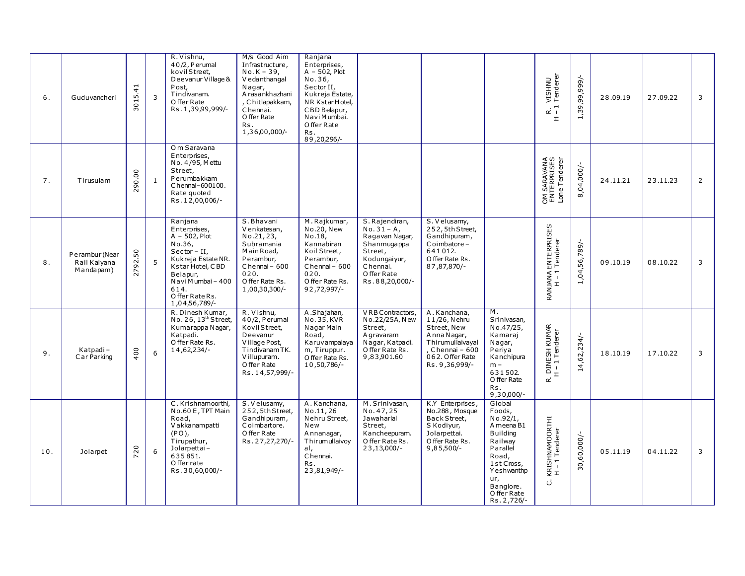| | | | | | | | | | | | | | | |
|---|---|---|---|---|---|---|---|---|---|---|---|---|---|---|
| 6. | Guduvancheri | 3015.41 | 3 | R. Vishnu, 40/2, Perumal kovil Street, Deevanur Village & Post, Tindivanam. Offer Rate Rs. 1,39,99,999/- | M/s Good Aim Infrastructure, No. K – 39, Vedanthangal Nagar, Arasankhazhani, Chitlapakkam, Chennai. Offer Rate Rs. 1,36,00,000/- | Ranjana Enterprises, A – 502, Plot No. 36, Sector II, Kukreja Estate, NR Kstar Hotel, CBD Belapur, Navi Mumbai. Offer Rate Rs. 89,20,296/- | | | | R. VISHNU H – 1 Tenderer | 1,39,99,999/- | 28.09.19 | 27.09.22 | 3 |
| 7. | Tirusulam | 290.00 | 1 | Om Saravana Enterprises, No. 4/95, Mettu Street, Perumbakkam Chennai–600100. Rate quoted Rs. 12,00,006/- | | | | | | OM SARAVANA ENTERPRISES Lone Tenderer | 8,04,000/- | 24.11.21 | 23.11.23 | 2 |
| 8. | Perambur (Near Rail Kalyana Mandapam) | 2792.50 | 5 | Ranjana Enterprises, A – 502, Plot No.36, Sector – II, Kukreja Estate NR. Kstar Hotel, CBD Belapur, Navi Mumbai – 400 614. Offer Rate Rs. 1,04,56,789/- | S. Bhavani Venkatesan, No.21, 23, Subramania Main Road, Perambur, Chennai – 600 020. Offer Rate Rs. 1,00,30,300/- | M. Rajkumar, No.20, New No.18, Kannabiran Koil Street, Perambur, Chennai – 600 020. Offer Rate Rs. 92,72,997/- | S. Rajendiran, No. 31 – A, Ragavan Nagar, Shanmugappa Street, Kodungaiyur, Chennai. Offer Rate Rs. 88,20,000/- | S. Velusamy, 252, 5th Street, Gandhipuram, Coimbatore – 641 012. Offer Rate Rs. 87,87,870/- | | RANJANA ENTERPRISES H – 1 Tenderer | 1,04,56,789/- | 09.10.19 | 08.10.22 | 3 |
| 9. | Katpadi – Car Parking | 400 | 6 | R. Dinesh Kumar, No. 26, 13th Street, Kumarappa Nagar, Katpadi. Offer Rate Rs. 14,62,234/- | R. Vishnu, 40/2, Perumal Kovil Street, Deevanur Village Post, Tindivanam TK. Villupuram. Offer Rate Rs. 14,57,999/- | A. Shajahan, No. 35, KVR Nagar Main Road, Karuvampalayam, Tiruppur. Offer Rate Rs. 10,50,786/- | VRB Contractors, No.22/25A, New Street, Agravaram Nagar, Katpadi. Offer Rate Rs. 9,83,901.60 | A. Kanchana, 11/26, Nehru Street, New Anna Nagar, Thirumullaivayal, Chennai – 600 062. Offer Rate Rs. 9,36,999/- | M. Srinivasan, No.47/25, Kamaraj Nagar, Periya Kanchipuram – 631 502. Offer Rate Rs. 9,30,000/- | R. DINESH KUMAR H – 1 Tenderer | 14,62,234/- | 18.10.19 | 17.10.22 | 3 |
| 10. | Jolarpet | 720 | 6 | C. Krishnamoorthi, No.60 E, TPT Main Road, Vakkanampatti (PO), Tirupathur, Jolarpettai – 635 851. Offer rate Rs. 30,60,000/- | S. Velusamy, 252, 5th Street, Gandhipuram, Coimbartore. Offer Rate Rs. 27,27,270/- | A. Kanchana, No.11, 26 Nehru Street, New Annanagar, Thirumullaivoyal, Chennai. Rs. 23,81,949/- | M. Srinivasan, No. 47, 25 Jawaharlal Street, Kancheepuram. Offer Rate Rs. 23,13,000/- | K.Y Enterprises, No.288, Mosque Back Street, S Kodiyur, Jolarpettai. Offer Rate Rs. 9,85,500/- | Global Foods, No.92/1, Ameena B1 Building Railway Parallel Road, 1st Cross, Yeshwanthpur, Banglore. Offer Rate Rs. 2,726/- | C. KRISHNAMOORTHI H – 1 Tenderer | 30,60,000/- | 05.11.19 | 04.11.22 | 3 |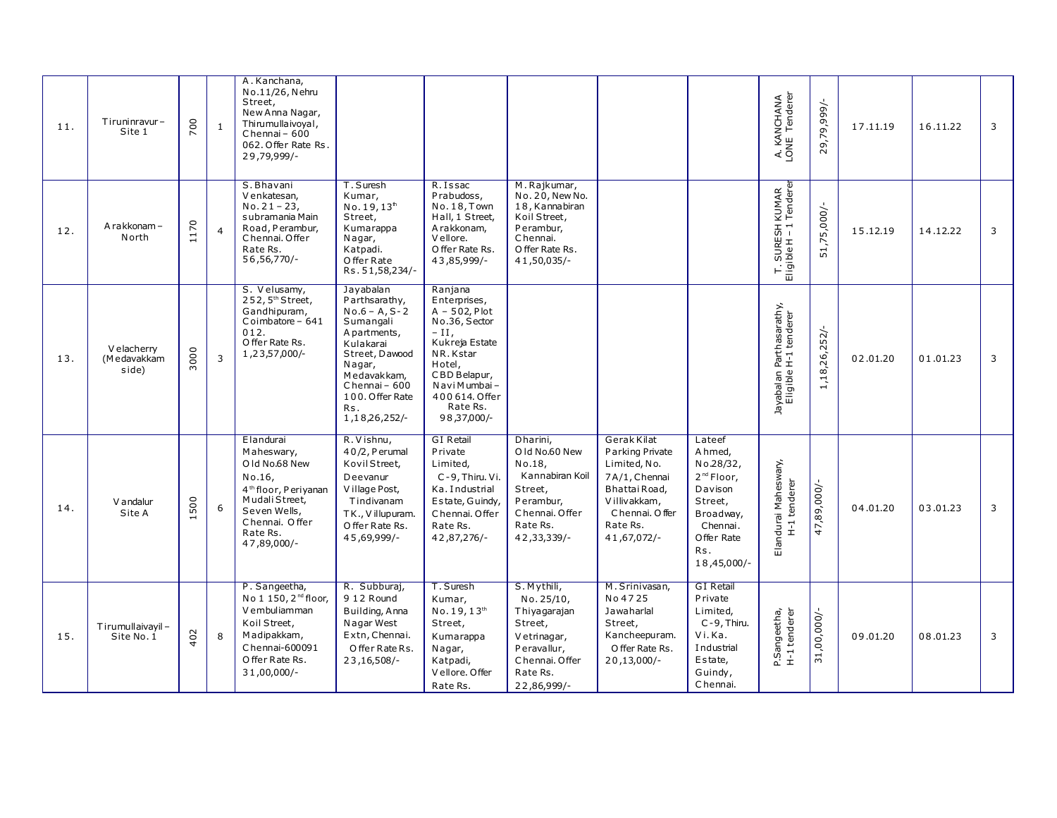| 11. | Tiruninravur – Site 1 | 700 | 1 | A. Kanchana, No.11/26, Nehru Street, New Anna Nagar, Thirumullaivoyal, Chennai – 600 062. Offer Rate Rs. 29,79,999/- | | | | | | A. KANCHANA LONE Tenderer | 29,79,999/- | 17.11.19 | 16.11.22 | 3 |
|---|---|---|---|---|---|---|---|---|---|---|---|---|---|---|
| 12. | Arakkonam – North | 1170 | 4 | S. Bhavani Venkatesan, No. 21 – 23, subramania Main Road, Perambur, Chennai. Offer Rate Rs. 56,56,770/- | T. Suresh Kumar, No. 19, 13th Street, Kumarappa Nagar, Katpadi. Offer Rate Rs. 51,58,234/- | R. Issac Prabudoss, No. 18, Town Hall, 1 Street, Arakkonam, Vellore. Offer Rate Rs. 43,85,999/- | M. Rajkumar, No. 20, New No. 18, Kannabiran Koil Street, Perambur, Chennai. Offer Rate Rs. 41,50,035/- | | | T. SURESH KUMAR Eligible H – 1 Tenderer | 51,75,000/- | 15.12.19 | 14.12.22 | 3 |
| 13. | Velacherry (Medavakkam side) | 3000 | 3 | S. Velusamy, 252, 5th Street, Gandhipuram, Coimbatore – 641 012. Offer Rate Rs. 1,23,57,000/- | Jayabalan Parthsarathy, No.6 – A, S-2 Sumangali Apartments, Kulakarai Street, Dawood Nagar, Medavakkam, Chennai – 600 100. Offer Rate Rs. 1,18,26,252/- | Ranjana Enterprises, A – 502, Plot No.36, Sector – II, Kukreja Estate NR. Kstar Hotel, CBD Belapur, Navi Mumbai – 400 614. Offer Rate Rs. 98,37,000/- | | | | Jayabalan Parthasarathy, Eligible H-1 tenderer | 1,18,26,252/- | 02.01.20 | 01.01.23 | 3 |
| 14. | Vandalur Site A | 1500 | 6 | Elandurai Maheswary, Old No.68 New No.16, 4th floor, Periyanan Mudali Street, Seven Wells, Chennai. Offer Rate Rs. 47,89,000/- | R. Vishnu, 40/2, Perumal Kovil Street, Deevanur Village Post, Tindivanam TK., Villupuram. Offer Rate Rs. 45,69,999/- | GI Retail Private Limited, C-9, Thiru. Vi. Ka. Industrial Estate, Guindy, Chennai. Offer Rate Rs. 42,87,276/- | Dharini, Old No.60 New No.18, Kannabiran Koil Street, Perambur, Chennai. Offer Rate Rs. 42,33,339/- | Gerak Kilat Parking Private Limited, No. 7A/1, Chennai Bhattai Road, Villivakkam, Chennai. Offer Rate Rs. 41,67,072/- | Lateef Ahmed, No.28/32, 2nd Floor, Davison Street, Broadway, Chennai. Offer Rate Rs. 18,45,000/- | Elandurai Maheswary, H-1 tenderer | 47,89,000/- | 04.01.20 | 03.01.23 | 3 |
| 15. | Tirumullaivayil – Site No. 1 | 402 | 8 | P. Sangeetha, No 1 150, 2nd floor, Vembuliamman Koil Street, Madipakkam, Chennai-600091 Offer Rate Rs. 31,00,000/- | R. Subburaj, 9 12 Round Building, Anna Nagar West Extn, Chennai. Offer Rate Rs. 23,16,508/- | T. Suresh Kumar, No. 19, 13th Street, Kumarappa Nagar, Katpadi, Vellore. Offer Rate Rs. | S. Mythili, No. 25/10, Thiyagarajan Street, Vetrinagar, Peravallur, Chennai. Offer Rate Rs. 22,86,999/- | M. Srinivasan, No 4725 Jawaharlal Street, Kancheepuram. Offer Rate Rs. 20,13,000/- | GI Retail Private Limited, C-9, Thiru. Vi. Ka. Industrial Estate, Guindy, Chennai. | P.Sangeetha, H-1 tenderer | 31,00,000/- | 09.01.20 | 08.01.23 | 3 |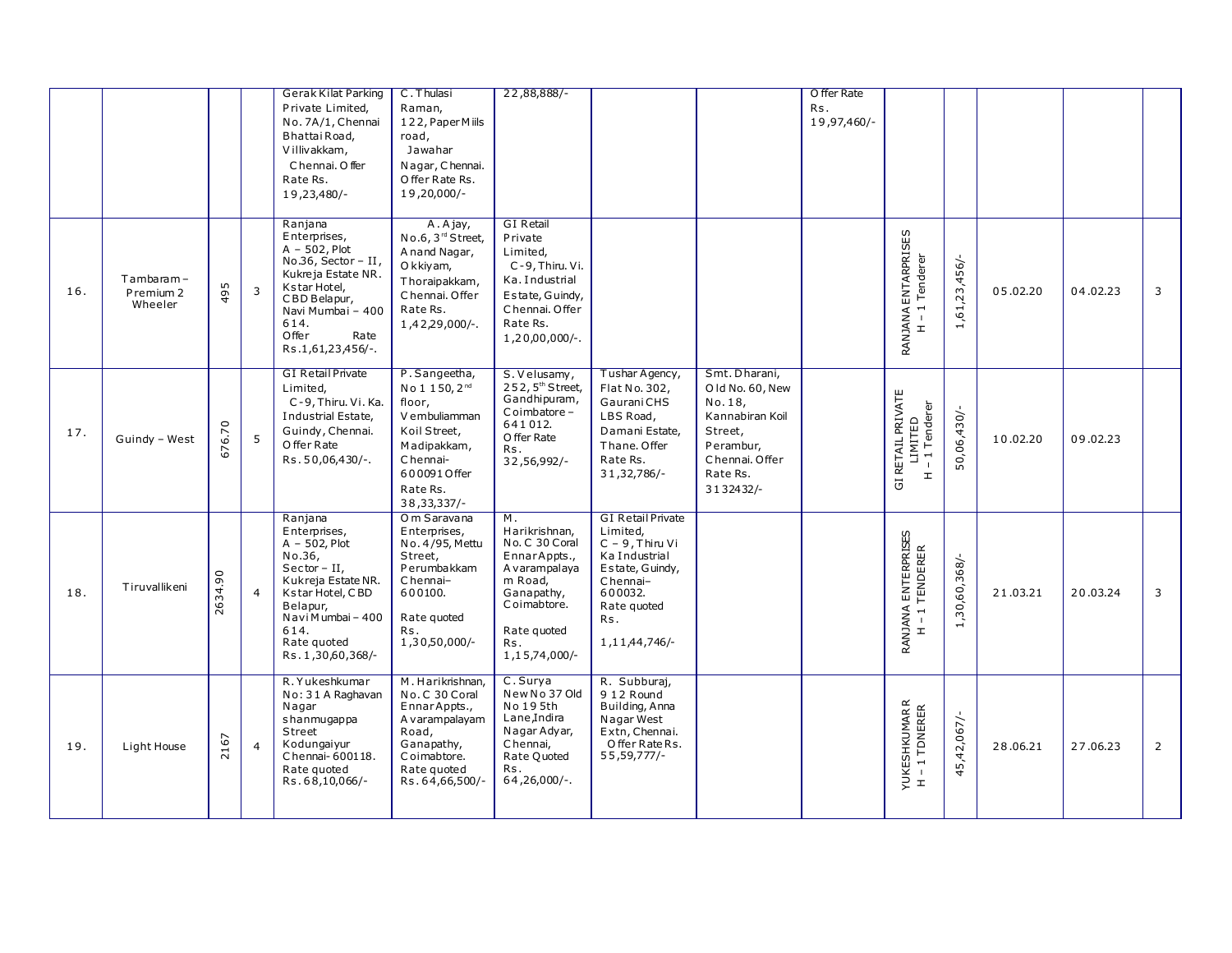| | | | | | | | | | | | | | |
|---|---|---|---|---|---|---|---|---|---|---|---|---|---|
| | | | | Gerak Kilat Parking Private Limited, No. 7A/1, Chennai Bhattai Road, Villivakkam, Chennai. Offer Rate Rs. 19,23,480/- | C.Thulasi Raman, 122, Paper Miils road, Jawahar Nagar, Chennai. Offer Rate Rs. 19,20,000/- | 22,88,888/- | | | Offer Rate Rs. 19,97,460/- | | | | | |
| 16. | Tambaram – Premium 2 Wheeler | 495 | 3 | Ranjana Enterprises, A – 502, Plot No.36, Sector – II, Kukreja Estate NR. Kstar Hotel, CBD Belapur, Navi Mumbai – 400 614. Offer Rate Rs.1,61,23,456/-. | A.Ajay, No.6, 3rd Street, Anand Nagar, Okkiyam, Thoraipakkam, Chennai. Offer Rate Rs. 1,42,29,000/-. | GI Retail Private Limited, C-9, Thiru. Vi. Ka. Industrial Estate, Guindy, Chennai. Offer Rate Rs. 1,20,00,000/-. | | | | RANJANA ENTARPRISES H – 1 Tenderer | 1,61,23,456/- | 05.02.20 | 04.02.23 | 3 |
| 17. | Guindy – West | 676.70 | 5 | GI Retail Private Limited, C-9, Thiru. Vi. Ka. Industrial Estate, Guindy, Chennai. Offer Rate Rs.50,06,430/-. | P.Sangeetha, No 1 150, 2nd floor, Vembuliamman Koil Street, Madipakkam, Chennai-600091 Offer Rate Rs. 38,33,337/- | S.Velusamy, 252, 5th Street, Gandhipuram, Coimbatore – 641012. Offer Rate Rs. 32,56,992/- | Tushar Agency, Flat No. 302, Gaurani CHS LBS Road, Damani Estate, Thane. Offer Rate Rs. 31,32,786/- | Smt. Dharani, Old No. 60, New No. 18, Kannabiran Koil Street, Perambur, Chennai. Offer Rate Rs. 3132432/- | | GI RETAIL PRIVATE LIMITED H – 1 Tenderer | 50,06,430/- | 10.02.20 | 09.02.23 | |
| 18. | Tiruvallikeni | 2634.90 | 4 | Ranjana Enterprises, A – 502, Plot No.36, Sector – II, Kukreja Estate NR. Kstar Hotel, CBD Belapur, Navi Mumbai – 400 614. Rate quoted Rs.1,30,60,368/- | Om Saravana Enterprises, No.4/95, Mettu Street, Perumbakkam Chennai–600100. Rate quoted Rs. 1,30,50,000/- | M. Harikrishnan, No. C 30 Coral Ennar Appts., Avarampalayam Road, Ganapathy, Coimbtore. Rate quoted Rs. 1,15,74,000/- | GI Retail Private Limited, C – 9, Thiru Vi Ka Industrial Estate, Guindy, Chennai–600032. Rate quoted Rs. 1,11,44,746/- | | | RANJANA ENTERPRISES H – 1 TENDERER | 1,30,60,368/- | 21.03.21 | 20.03.24 | 3 |
| 19. | Light House | 2167 | 4 | R.Yukeshkumar No: 31 A Raghavan Nagar shanmugappa Street Kodungaiyur Chennai- 600118. Rate quoted Rs.68,10,066/- | M.Harikrishnan, No. C 30 Coral Ennar Appts., Avarampalayam Road, Ganapathy, Coimbtore. Rate quoted Rs.64,66,500/- | C.Surya New No 37 Old No 19 5th Lane,Indira Nagar Adyar, Chennai, Rate Quoted Rs. 64,26,000/-. | R. Subburaj, 9 12 Round Building, Anna Nagar West Extn, Chennai. Offer Rate Rs. 55,59,777/- | | | YUKESHKUMARR H – 1 TDNERER | 45,42,067/- | 28.06.21 | 27.06.23 | 2 |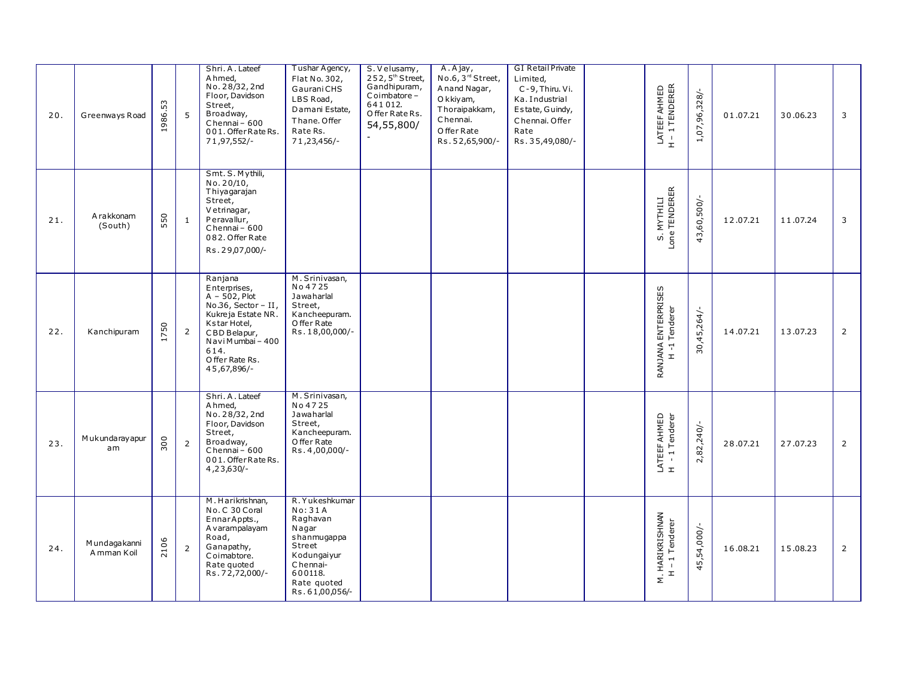| | | | | | | | | | | | | | | |
|---|---|---|---|---|---|---|---|---|---|---|---|---|---|---|
| 20. | Greenways Road | 1986.53 | 5 | Shri. A. Lateef Ahmed, No. 28/32, 2nd Floor, Davidson Street, Broadway, Chennai – 600 001. Offer Rate Rs. 71,97,552/- | Tushar Agency, Flat No. 302, Gaurani CHS LBS Road, Damani Estate, Thane. Offer Rate Rs. 71,23,456/- | S. Velusamy, 252, 5th Street, Gandhipuram, Coimbatore – 641 012. Offer Rate Rs. 54,55,800/- | A. Ajay, No.6, 3rd Street, Anand Nagar, Okkiyam, Thoraipakkam, Chennai. Offer Rate Rs. 52,65,900/- | GI Retail Private Limited, C-9, Thiru. Vi. Ka. Industrial Estate, Guindy, Chennai. Offer Rate Rs. 35,49,080/- | | LATEEF AHMED H – 1 TENDERER | 1,07,96,328/- | 01.07.21 | 30.06.23 | 3 |
| 21. | Arakkonam (South) | 550 | 1 | Smt. S. Mythili, No. 20/10, Thiyagarajan Street, Vetrinagar, Peravallur, Chennai – 600 082. Offer Rate Rs. 29,07,000/- | | | | | | S. MYTHILI Lone TENDERER | 43,60,500/- | 12.07.21 | 11.07.24 | 3 |
| 22. | Kanchipuram | 1750 | 2 | Ranjana Enterprises, A – 502, Plot No.36, Sector – II, Kukreja Estate NR. Kstar Hotel, CBD Belapur, Navi Mumbai – 400 614. Offer Rate Rs. 45,67,896/- | M. Srinivasan, No 4725 Jawaharlal Street, Kancheepuram. Offer Rate Rs. 18,00,000/- | | | | | RANJANA ENTERPRISES H -1 Tenderer | 30,45,264/- | 14.07.21 | 13.07.23 | 2 |
| 23. | Mukundarayapuram | 300 | 2 | Shri. A. Lateef Ahmed, No. 28/32, 2nd Floor, Davidson Street, Broadway, Chennai – 600 001. Offer Rate Rs. 4,23,630/- | M. Srinivasan, No 4725 Jawaharlal Street, Kancheepuram. Offer Rate Rs. 4,00,000/- | | | | | LATEEF AHMED H - 1 Tenderer | 2,82,240/- | 28.07.21 | 27.07.23 | 2 |
| 24. | Mundagakanni Amman Koil | 2106 | 2 | M. Harikrishnan, No. C 30 Coral Ennar Appts., Avarampalayam Road, Ganapathy, Coimabtore. Rate quoted Rs. 72,72,000/- | R. Yukeshkumar No: 31A Raghavan Nagar shanmugappa Street Kodungaiyur Chennai- 600118. Rate quoted Rs. 61,00,056/- | | | | | M. HARIKRISHNAN H – 1 Tenderer | 45,54,000/- | 16.08.21 | 15.08.23 | 2 |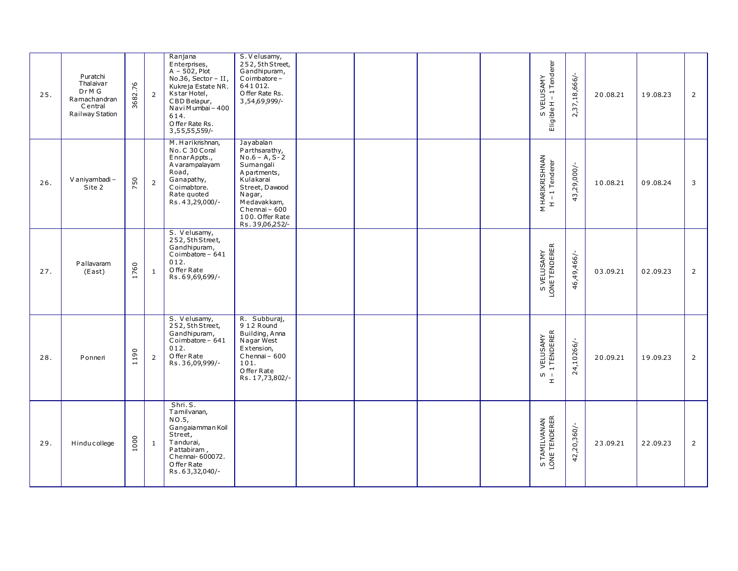| | | | | | | | | | | | | | | |
|---|---|---|---|---|---|---|---|---|---|---|---|---|---|---|
| 25. | Puratchi Thalaivar Dr M G Ramachandran Central Railway Station | 3682.76 | 2 | Ranjana Enterprises, A – 502, Plot No.36, Sector – II, Kukreja Estate NR. Kstar Hotel, CBD Belapur, Navi Mumbai – 400 614. Offer Rate Rs. 3,55,55,559/- | S.Velusamy, 252, 5th Street, Gandhipuram, Coimbatore – 641 012. Offer Rate Rs. 3,54,69,999/- | | | | | S VELUSAMY Eligible H – 1 Tenderer | 2,37,18,666/- | 20.08.21 | 19.08.23 | 2 |
| 26. | Vaniyambadi – Site 2 | 750 | 2 | M.Harikrishnan, No. C 30 Coral Ennar Appts., Avarampalayam Road, Ganapathy, Coimabtore. Rate quoted Rs.43,29,000/- | Jayabalan Parthsarathy, No.6 – A, S-2 Sumangali Apartments, Kulakarai Street, Dawood Nagar, Medavakkam, Chennai – 600 100. Offer Rate Rs.39,06,252/- | | | | | M HARIKRISHNAN H – 1 Tenderer | 43,29,000/- | 10.08.21 | 09.08.24 | 3 |
| 27. | Pallavaram (East) | 1760 | 1 | S. Velusamy, 252, 5th Street, Gandhipuram, Coimbatore – 641 012. Offer Rate Rs.69,69,699/- | | | | | | S VELUSAMY LONE TENDERER | 46,49,466/- | 03.09.21 | 02.09.23 | 2 |
| 28. | Ponneri | 1190 | 2 | S. Velusamy, 252, 5th Street, Gandhipuram, Coimbatore – 641 012. Offer Rate Rs.36,09,999/- | R. Subburaj, 9 12 Round Building, Anna Nagar West Extension, Chennai – 600 101. Offer Rate Rs.17,73,802/- | | | | | S VELUSAMY H – 1 TENDERER | 24,10266/- | 20.09.21 | 19.09.23 | 2 |
| 29. | Hindu college | 1000 | 1 | Shri. S. Tamilvanan, NO.5, Gangaiamman Koil Street, Tandurai, Pattabiram, Chennai- 600072. Offer Rate Rs.63,32,040/- | | | | | | S TAMILVANAN LONE TENDERER | 42,20,360/- | 23.09.21 | 22.09.23 | 2 |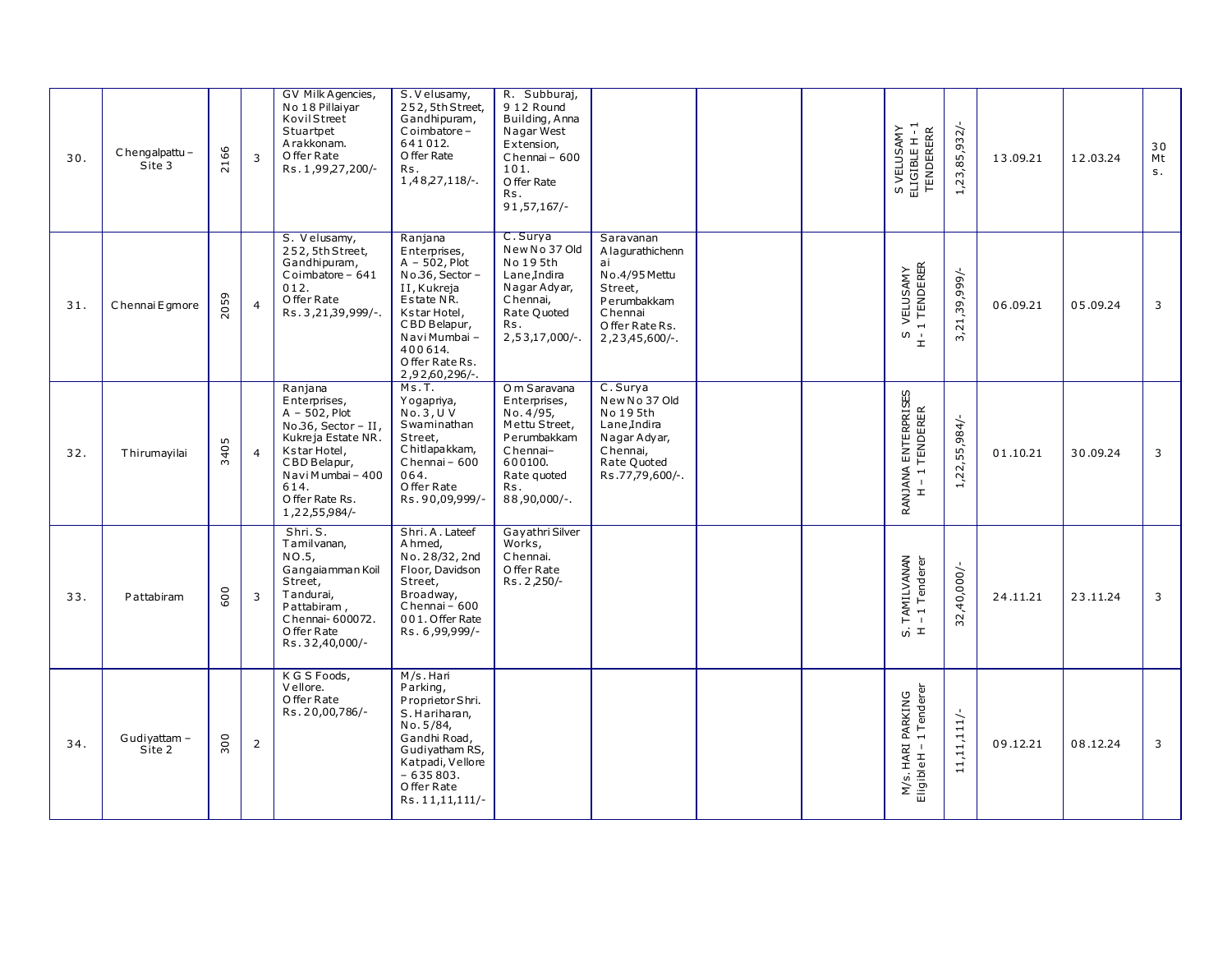| 30. | Chengalpattu – Site 3 | 2166 | 3 | GV Milk Agencies, No 18 Pillaiyar Kovil Street Stuartpet Arakkonam. Offer Rate Rs.1,99,27,200/- | S.Velusamy, 252, 5th Street, Gandhipuram, Coimbatore – 641012. Offer Rate Rs. 1,48,27,118/-. | R. Subburaj, 9 12 Round Building, Anna Nagar West Extension, Chennai – 600 101. Offer Rate Rs. 91,57,167/- | | | | S VELUSAMY ELIGIBLE H - 1 TENDERERR | 1,23,85,932/- | 13.09.21 | 12.03.24 | 30 Mts. |
|---|---|---|---|---|---|---|---|---|---|---|---|---|---|---|
| 31. | Chennai Egmore | 2059 | 4 | S. Velusamy, 252, 5th Street, Gandhipuram, Coimbatore – 641 012. Offer Rate Rs.3,21,39,999/-. | Ranjana Enterprises, A – 502, Plot No.36, Sector – II, Kukreja Estate NR. Kstar Hotel, CBD Belapur, Navi Mumbai – 400614. Offer Rate Rs. 2,92,60,296/-. | C. Surya New No 37 Old No 19 5th Lane,Indira Nagar Adyar, Chennai, Rate Quoted Rs. 2,53,17,000/-. | Saravanan Alagurathichennai No.4/95 Mettu Street, Perumbakkam Chennai Offer Rate Rs. 2,23,45,600/-. | | | S VELUSAMY H - 1 TENDERER | 3,21,39,999/- | 06.09.21 | 05.09.24 | 3 |
| 32. | Thirumayilai | 3405 | 4 | Ranjana Enterprises, A – 502, Plot No.36, Sector – II, Kukreja Estate NR. Kstar Hotel, CBD Belapur, Navi Mumbai – 400 614. Offer Rate Rs. 1,22,55,984/- | Ms. T. Yogapriya, No.3, U V Swaminathan Street, Chitlapakkam, Chennai – 600 064. Offer Rate Rs. 90,09,999/- | Om Saravana Enterprises, No. 4/95, Mettu Street, Perumbakkam Chennai– 600100. Rate quoted Rs. 88,90,000/-. | C. Surya New No 37 Old No 19 5th Lane,Indira Nagar Adyar, Chennai, Rate Quoted Rs.77,79,600/-. | | | RANJANA ENTERPRISES H – 1 TENDERER | 1,22,55,984/- | 01.10.21 | 30.09.24 | 3 |
| 33. | Pattabiram | 600 | 3 | Shri. S. Tamilvanan, NO.5, Gangaiamman Koil Street, Tandurai, Pattabiram, Chennai- 600072. Offer Rate Rs. 32,40,000/- | Shri. A. Lateef Ahmed, No. 28/32, 2nd Floor, Davidson Street, Broadway, Chennai – 600 001. Offer Rate Rs. 6,99,999/- | Gayathri Silver Works, Chennai. Offer Rate Rs. 2,250/- | | | | S. TAMILVANAN H – 1 Tenderer | 32,40,000/- | 24.11.21 | 23.11.24 | 3 |
| 34. | Gudiyattam – Site 2 | 300 | 2 | K G S Foods, Vellore. Offer Rate Rs. 20,00,786/- | M/s. Hari Parking, Proprietor Shri. S. Hariharan, No. 5/84, Gandhi Road, Gudiyatham RS, Katpadi, Vellore – 635803. Offer Rate Rs. 11,11,111/- | | | | | M/s. HARI PARKING Eligible H – 1 Tenderer | 11,11,111/- | 09.12.21 | 08.12.24 | 3 |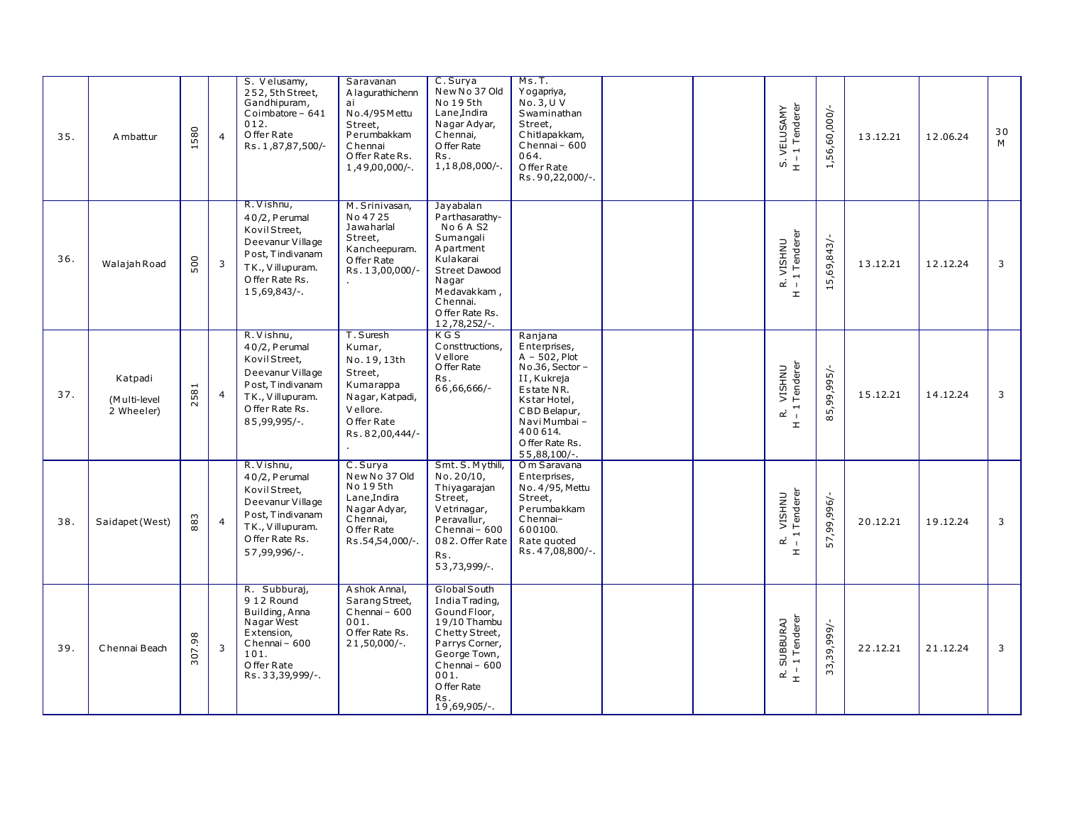| | | | | | | | | | | | | | | |
|---|---|---|---|---|---|---|---|---|---|---|---|---|---|---|
| 35. | Ambattur | 1580 | 4 | S. Velusamy, 252, 5th Street, Gandhipuram, Coimbatore – 641 012. Offer Rate Rs.1,87,87,500/- | Saravanan Alagurathichennai No.4/95 Mettu Street, Perumbakkam Chennai Offer Rate Rs. 1,49,00,000/-. | C.Surya New No 37 Old No 19 5th Lane,Indira Nagar Adyar, Chennai, Offer Rate Rs. 1,18,08,000/-. | Ms.T. Yogapriya, No.3,U V Swaminathan Street, Chitlapakkam, Chennai – 600 064. Offer Rate Rs.90,22,000/-. | | | S. VELUSAMY H – 1 Tenderer | 1,56,60,000/- | 13.12.21 | 12.06.24 | 30 M |
| 36. | Walajah Road | 500 | 3 | R.Vishnu, 40/2, Perumal Kovil Street, Deevanur Village Post, Tindivanam TK., Villupuram. Offer Rate Rs. 15,69,843/-. | M.Srinivasan, No 47 25 Jawaharlal Street, Kancheepuram. Offer Rate Rs.13,00,000/-. | Jayabalan Parthasarathy- No 6 A S2 Sumangali Apartment Kulakarai Street Dawood Nagar Medavakkam, Chennai. Offer Rate Rs. 12,78,252/-. | | | | R. VISHNU H – 1 Tenderer | 15,69,843/- | 13.12.21 | 12.12.24 | 3 |
| 37. | Katpadi (Multi-level 2 Wheeler) | 2581 | 4 | R.Vishnu, 40/2, Perumal Kovil Street, Deevanur Village Post, Tindivanam TK., Villupuram. Offer Rate Rs. 85,99,995/-. | T.Suresh Kumar, No.19, 13th Street, Kumarappa Nagar, Katpadi, Vellore. Offer Rate Rs.82,00,444/-. | K G S Consttructions, Vellore Offer Rate Rs. 66,66,666/- | Ranjana Enterprises, A – 502, Plot No.36, Sector – II, Kukreja Estate NR. Kstar Hotel, CBD Belapur, Navi Mumbai – 400614. Offer Rate Rs. 55,88,100/-. | | | R. VISHNU H – 1 Tenderer | 85,99,995/- | 15.12.21 | 14.12.24 | 3 |
| 38. | Saidapet (West) | 883 | 4 | R.Vishnu, 40/2, Perumal Kovil Street, Deevanur Village Post, Tindivanam TK., Villupuram. Offer Rate Rs. 57,99,996/-. | C.Surya New No 37 Old No 19 5th Lane,Indira Nagar Adyar, Chennai, Offer Rate Rs.54,54,000/-. | Smt. S. Mythili, No. 20/10, Thiyagarajan Street, Vetrinagar, Peravallur, Chennai – 600 082. Offer Rate Rs. 53,73,999/-. | Om Saravana Enterprises, No. 4/95, Mettu Street, Perumbakkam Chennai– 600100. Rate quoted Rs.47,08,800/-. | | | R. VISHNU H – 1 Tenderer | 57,99,996/- | 20.12.21 | 19.12.24 | 3 |
| 39. | Chennai Beach | 307.98 | 3 | R. Subburaj, 9 12 Round Building, Anna Nagar West Extension, Chennai – 600 101. Offer Rate Rs.33,39,999/-. | Ashok Annal, Sarang Street, Chennai – 600 001. Offer Rate Rs. 21,50,000/-. | Global South India Trading, Gound Floor, 19/10 Thambu Chetty Street, Parrys Corner, George Town, Chennai – 600 001. Offer Rate Rs. 19,69,905/-. | | | | R. SUBBURAJ H – 1 Tenderer | 33,39,999/- | 22.12.21 | 21.12.24 | 3 |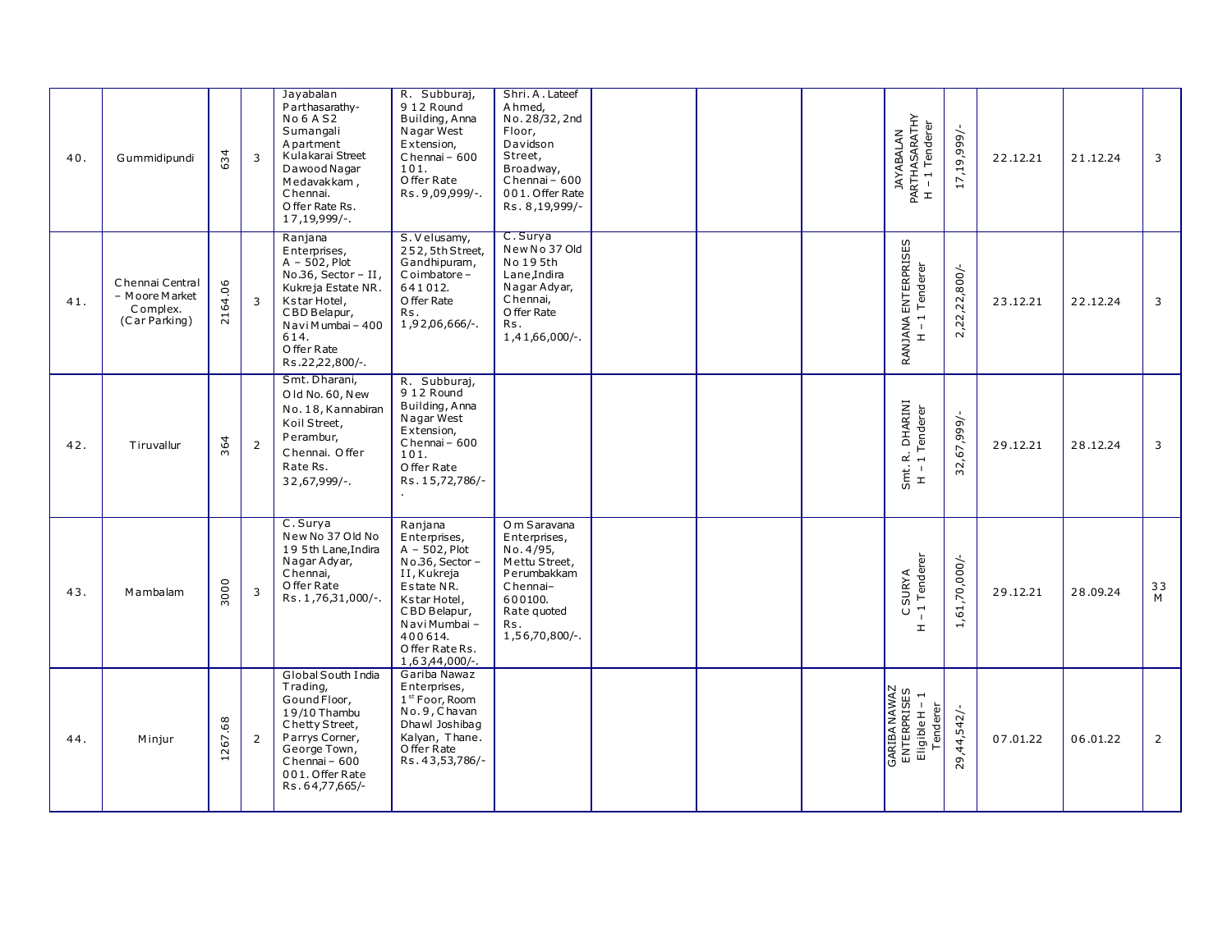| 40. | Gummidipundi | 634 | 3 | Jayabalan Parthasarathy- No 6 A S2 Sumangali Apartment Kulakarai Street Dawood Nagar Medavakkam, Chennai. Offer Rate Rs. 17,19,999/-. | R. Subburaj, 9 12 Round Building, Anna Nagar West Extension, Chennai – 600 101. Offer Rate Rs. 9,09,999/-. | Shri. A. Lateef Ahmed, No. 28/32, 2nd Floor, Davidson Street, Broadway, Chennai – 600 001. Offer Rate Rs. 8,19,999/- | | | | JAYABALAN PARTHASARATHY H – 1 Tenderer | 17,19,999/- | 22.12.21 | 21.12.24 | 3 |
|---|---|---|---|---|---|---|---|---|---|---|---|---|---|---|
| 41. | Chennai Central – Moore Market Complex. (Car Parking) | 2164.06 | 3 | Ranjana Enterprises, A – 502, Plot No.36, Sector – II, Kukreja Estate NR. Kstar Hotel, CBD Belapur, Navi Mumbai – 400 614. Offer Rate Rs.22,22,800/-. | S. Velusamy, 252, 5th Street, Gandhipuram, Coimbatore – 641 012. Offer Rate Rs. 1,92,06,666/-. | C. Surya New No 37 Old No 19 5th Lane, Indira Nagar Adyar, Chennai, Offer Rate Rs. 1,41,66,000/-. | | | | RANJANA ENTERPRISES H – 1 Tenderer | 2,22,22,800/- | 23.12.21 | 22.12.24 | 3 |
| 42. | Tiruvallur | 364 | 2 | Smt. Dharani, Old No. 60, New No. 18, Kannabiran Koil Street, Perambur, Chennai. Offer Rate Rs. 32,67,999/-. | R. Subburaj, 9 12 Round Building, Anna Nagar West Extension, Chennai – 600 101. Offer Rate Rs. 15,72,786/-. | | | | | Smt. R. DHARINI H – 1 Tenderer | 32,67,999/- | 29.12.21 | 28.12.24 | 3 |
| 43. | Mambalam | 3000 | 3 | C. Surya New No 37 Old No 19 5th Lane, Indira Nagar Adyar, Chennai, Offer Rate Rs. 1,76,31,000/-. | Ranjana Enterprises, A – 502, Plot No.36, Sector – II, Kukreja Estate NR. Kstar Hotel, CBD Belapur, Navi Mumbai – 400 614. Offer Rate Rs. 1,63,44,000/-. | Om Saravana Enterprises, No. 4/95, Mettu Street, Perumbakkam Chennai– 600100. Rate quoted Rs. 1,56,70,800/-. | | | | C SURYA H – 1 Tenderer | 1,61,70,000/- | 29.12.21 | 28.09.24 | 33 M |
| 44. | Minjur | 1267.68 | 2 | Global South India Trading, Gound Floor, 19/10 Thambu Chetty Street, Parrys Corner, George Town, Chennai – 600 001. Offer Rate Rs. 64,77,665/- | Gariba Nawaz Enterprises, 1st Foor, Room No. 9, Chavan Dhawl Joshibag Kalyan, Thane. Offer Rate Rs. 43,53,786/- | | | | | GARIBA NAWAZ ENTERPRISES Eligible H – 1 Tenderer | 29,44,542/- | 07.01.22 | 06.01.22 | 2 |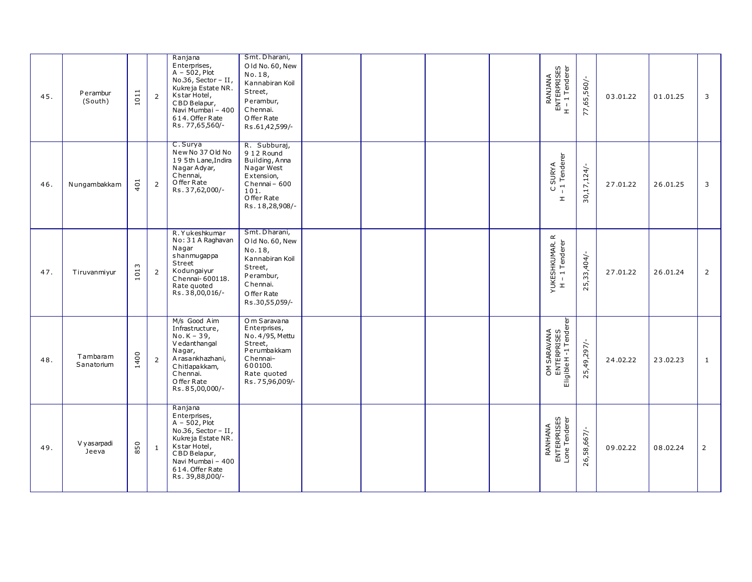| 45. | Perambur (South) | 1011 | 2 | Ranjana Enterprises, A – 502, Plot No.36, Sector – II, Kukreja Estate NR. Kstar Hotel, CBD Belapur, Navi Mumbai – 400 614. Offer Rate Rs. 77,65,560/- | Smt. Dharani, Old No. 60, New No.18, Kannabiran Koil Street, Perambur, Chennai. Offer Rate Rs.61,42,599/- | | | | | RANJANA ENTERPRISES H – 1 Tenderer | 77,65,560/- | 03.01.22 | 01.01.25 | 3 |
|---|---|---|---|---|---|---|---|---|---|---|---|---|---|---|
| 46. | Nungambakkam | 401 | 2 | C. Surya New No 37 Old No 19 5th Lane, Indira Nagar Adyar, Chennai, Offer Rate Rs.37,62,000/- | R. Subburaj, 9 12 Round Building, Anna Nagar West Extension, Chennai – 600 101. Offer Rate Rs. 18,28,908/- | | | | | C SURYA H – 1 Tenderer | 30,17,124/- | 27.01.22 | 26.01.25 | 3 |
| 47. | Tiruvanmiyur | 1013 | 2 | R. Yukeshkumar No: 31 A Raghavan Nagar shanmugappa Street Kodungaiyur Chennai- 600118. Rate quoted Rs.38,00,016/- | Smt. Dharani, Old No. 60, New No.18, Kannabiran Koil Street, Perambur, Chennai. Offer Rate Rs.30,55,059/- | | | | | YUKESHKUMAR. R H – 1 Tenderer | 25,33,404/- | 27.01.22 | 26.01.24 | 2 |
| 48. | Tambaram Sanatorium | 1400 | 2 | M/s Good Aim Infrastructure, No. K – 39, Vedanthangal Nagar, Arasankhazhani, Chitlapakkam, Chennai. Offer Rate Rs.85,00,000/- | Om Saravana Enterprises, No.4/95, Mettu Street, Perumbakkam Chennai– 600100. Rate quoted Rs.75,96,009/- | | | | | OM SARAVANA ENTERPRISES Eligible H -1 Tenderer | 25,49,297/- | 24.02.22 | 23.02.23 | 1 |
| 49. | Vyasarpadi Jeeva | 850 | 1 | Ranjana Enterprises, A – 502, Plot No.36, Sector – II, Kukreja Estate NR. Kstar Hotel, CBD Belapur, Navi Mumbai – 400 614. Offer Rate Rs. 39,88,000/- | | | | | | RANHANA ENTERPRISES Lone Tenderer | 26,58,667/- | 09.02.22 | 08.02.24 | 2 |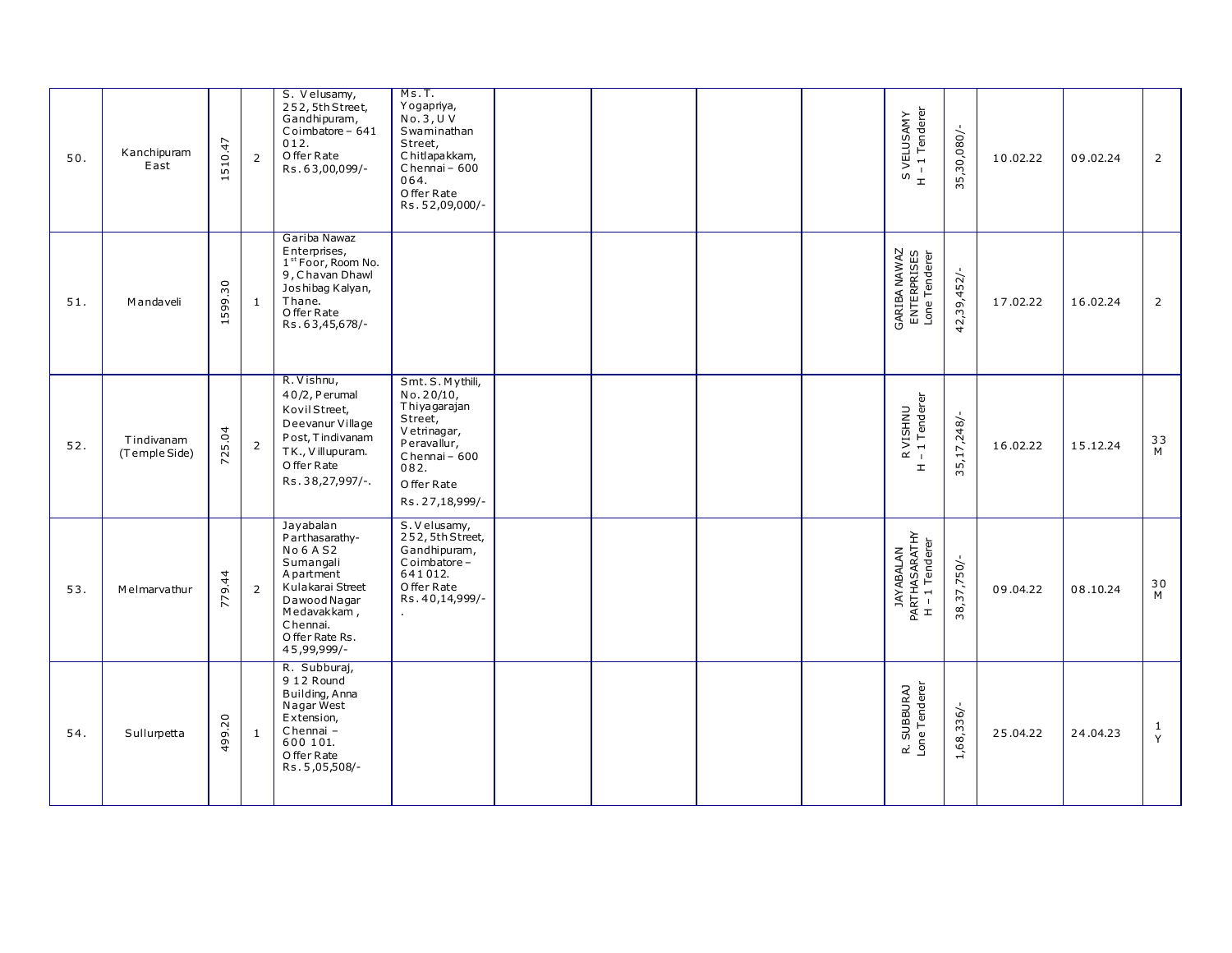| | | | | | | | | | | | | | | |
|---|---|---|---|---|---|---|---|---|---|---|---|---|---|---|
| 50. | Kanchipuram East | 1510.47 | 2 | S. Velusamy, 252, 5th Street, Gandhipuram, Coimbatore – 641 012. Offer Rate Rs.63,00,099/- | Ms.T. Yogapriya, No.3, U V Swaminathan Street, Chitlapakkam, Chennai – 600 064. Offer Rate Rs.52,09,000/- | | | | | S VELUSAMY H – 1 Tenderer | 35,30,080/- | 10.02.22 | 09.02.24 | 2 |
| 51. | Mandaveli | 1599.30 | 1 | Gariba Nawaz Enterprises, 1st Foor, Room No. 9, Chavan Dhawl Joshibag Kalyan, Thane. Offer Rate Rs.63,45,678/- | | | | | | GARIBA NAWAZ ENTERPRISES Lone Tenderer | 42,39,452/- | 17.02.22 | 16.02.24 | 2 |
| 52. | Tindivanam (Temple Side) | 725.04 | 2 | R.Vishnu, 40/2, Perumal Kovil Street, Deevanur Village Post, Tindivanam TK., Villupuram. Offer Rate Rs.38,27,997/-. | Smt.S.Mythili, No.20/10, Thiyagarajan Street, Vetrinagar, Peravallur, Chennai – 600 082. Offer Rate Rs.27,18,999/- | | | | | R VISHNU H – 1 Tenderer | 35,17,248/- | 16.02.22 | 15.12.24 | 33 M |
| 53. | Melmarvathur | 779.44 | 2 | Jayabalan Parthasarathy- No 6 A S2 Sumangali Apartment Kulakarai Street Dawood Nagar Medavakkam, Chennai. Offer Rate Rs. 45,99,999/- | S.Velusamy, 252, 5th Street, Gandhipuram, Coimbatore – 641012. Offer Rate Rs.40,14,999/-. | | | | | JAYABALAN PARTHASARATHY H – 1 Tenderer | 38,37,750/- | 09.04.22 | 08.10.24 | 30 M |
| 54. | Sullurpetta | 499.20 | 1 | R. Subburaj, 9 12 Round Building, Anna Nagar West Extension, Chennai – 600 101. Offer Rate Rs.5,05,508/- | | | | | | R. SUBBURAJ Lone Tenderer | 1,68,336/- | 25.04.22 | 24.04.23 | 1 Y |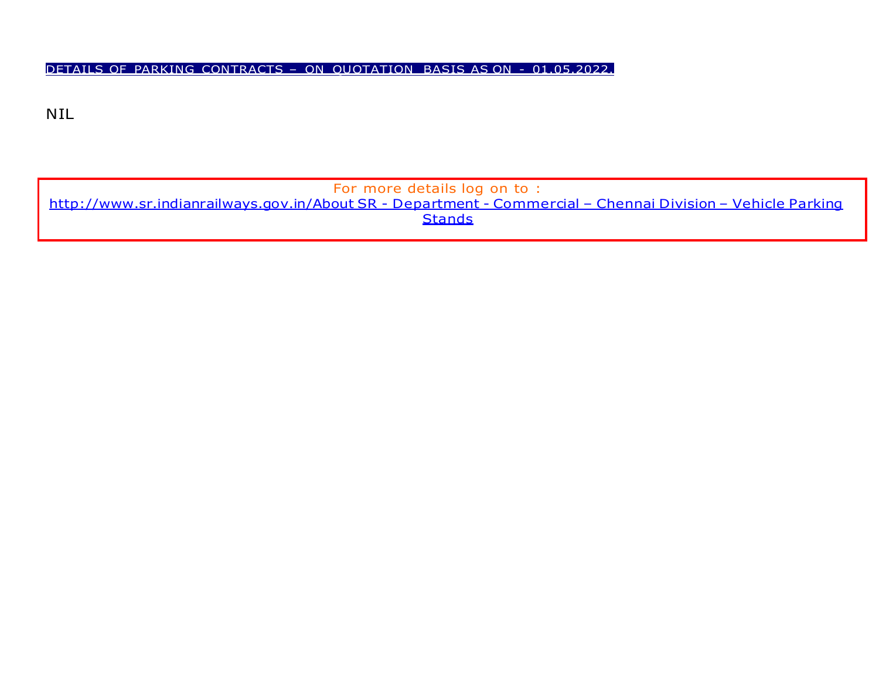## DETAILS OF PARKING CONTRACTS – ON QUOTATION BASIS AS ON - 01.05.2022.

NIL

For more details log on to :
http://www.sr.indianrailways.gov.in/About SR - Department - Commercial – Chennai Division – Vehicle Parking Stands